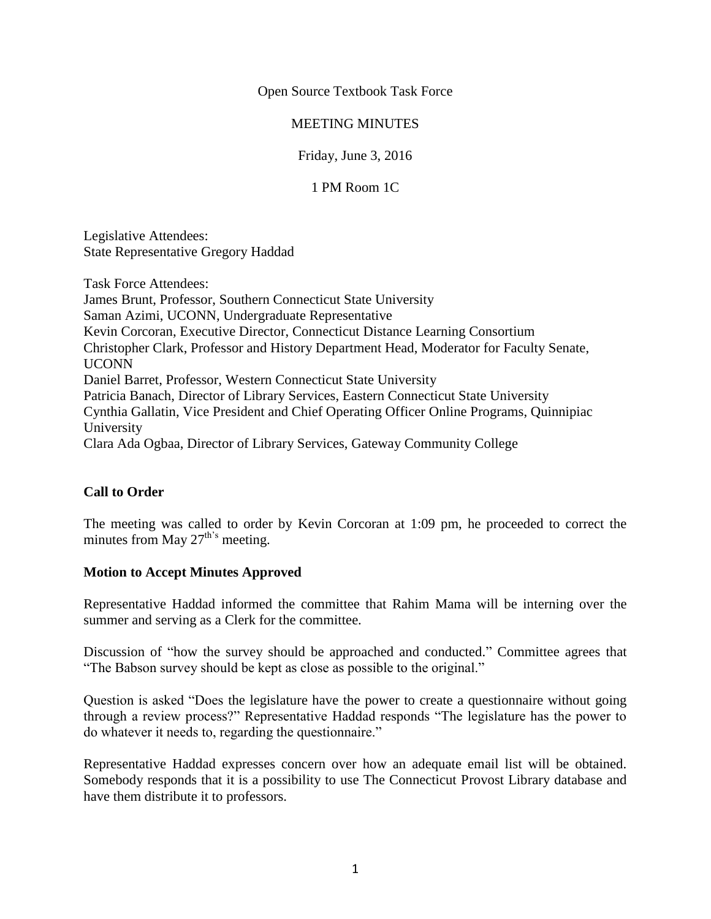Open Source Textbook Task Force

MEETING MINUTES

Friday, June 3, 2016

1 PM Room 1C

Legislative Attendees:
State Representative Gregory Haddad

Task Force Attendees:
James Brunt, Professor, Southern Connecticut State University
Saman Azimi, UCONN, Undergraduate Representative
Kevin Corcoran, Executive Director, Connecticut Distance Learning Consortium
Christopher Clark, Professor and History Department Head, Moderator for Faculty Senate, UCONN
Daniel Barret, Professor, Western Connecticut State University
Patricia Banach, Director of Library Services, Eastern Connecticut State University
Cynthia Gallatin, Vice President and Chief Operating Officer Online Programs, Quinnipiac University
Clara Ada Ogbaa, Director of Library Services, Gateway Community College

**Call to Order**

The meeting was called to order by Kevin Corcoran at 1:09 pm, he proceeded to correct the minutes from May 27th's meeting.

**Motion to Accept Minutes Approved**

Representative Haddad informed the committee that Rahim Mama will be interning over the summer and serving as a Clerk for the committee.

Discussion of "how the survey should be approached and conducted." Committee agrees that "The Babson survey should be kept as close as possible to the original."

Question is asked "Does the legislature have the power to create a questionnaire without going through a review process?" Representative Haddad responds "The legislature has the power to do whatever it needs to, regarding the questionnaire."

Representative Haddad expresses concern over how an adequate email list will be obtained. Somebody responds that it is a possibility to use The Connecticut Provost Library database and have them distribute it to professors.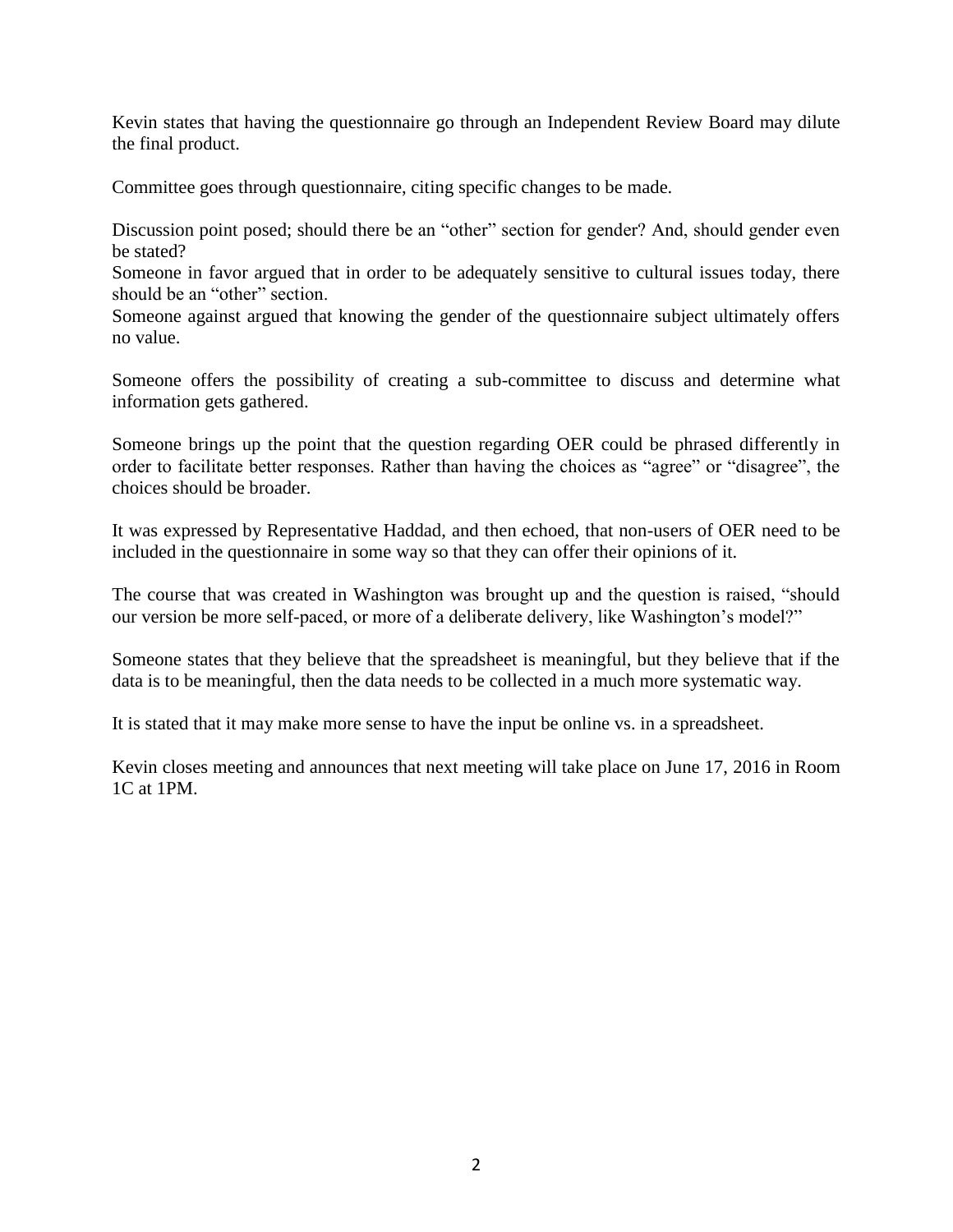Kevin states that having the questionnaire go through an Independent Review Board may dilute the final product.

Committee goes through questionnaire, citing specific changes to be made.

Discussion point posed; should there be an "other" section for gender? And, should gender even be stated?
Someone in favor argued that in order to be adequately sensitive to cultural issues today, there should be an "other" section.
Someone against argued that knowing the gender of the questionnaire subject ultimately offers no value.

Someone offers the possibility of creating a sub-committee to discuss and determine what information gets gathered.

Someone brings up the point that the question regarding OER could be phrased differently in order to facilitate better responses. Rather than having the choices as "agree" or "disagree", the choices should be broader.

It was expressed by Representative Haddad, and then echoed, that non-users of OER need to be included in the questionnaire in some way so that they can offer their opinions of it.

The course that was created in Washington was brought up and the question is raised, "should our version be more self-paced, or more of a deliberate delivery, like Washington's model?"

Someone states that they believe that the spreadsheet is meaningful, but they believe that if the data is to be meaningful, then the data needs to be collected in a much more systematic way.

It is stated that it may make more sense to have the input be online vs. in a spreadsheet.

Kevin closes meeting and announces that next meeting will take place on June 17, 2016 in Room 1C at 1PM.